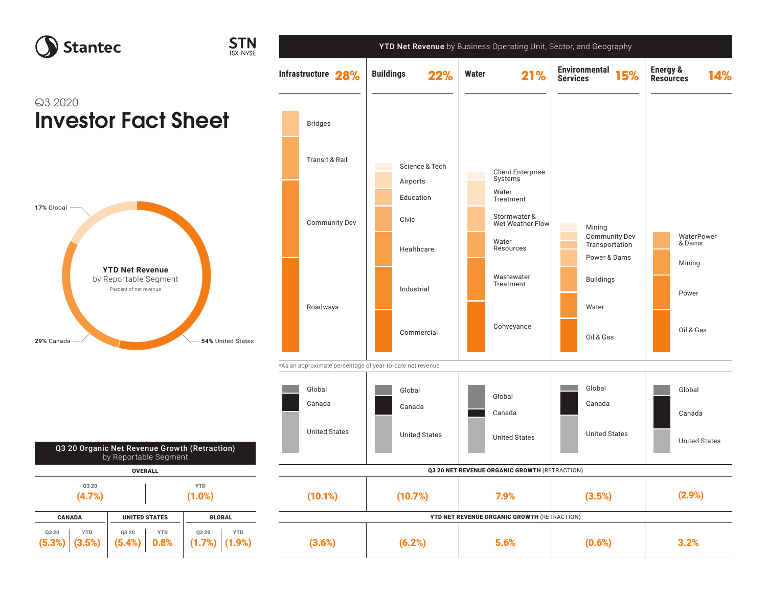# Stantec

STN
TSX · NYSE

Q3 2020

# Investor Fact Sheet

## YTD Net Revenue by Reportable Segment

Percent of net revenue

- 17% Global
- 29% Canada
- 54% United States

## Q3 20 Organic Net Revenue Growth (Retraction) by Reportable Segment

**OVERALL**

| Q3 20 | YTD |
|---|---|
| (4.7%) | (1.0%) |

| CANADA | | UNITED STATES | | GLOBAL | |
|---|---|---|---|---|---|
| Q3 20 | YTD | Q3 20 | YTD | Q3 20 | YTD |
| (5.3%) | (3.5%) | (5.4%) | 0.8% | (1.7%) | (1.9%) |

## YTD Net Revenue by Business Operating Unit, Sector, and Geography

| Infrastructure 28% | Buildings 22% | Water 21% | Environmental Services 15% | Energy & Resources 14% |
|---|---|---|---|---|
| Bridges | Science & Tech | Client Enterprise Systems | Mining | WaterPower & Dams |
| Transit & Rail | Airports | Water Treatment | Community Dev | Mining |
| Community Dev | Education | Stormwater & Wet Weather Flow | Transportation | Power |
| Roadways | Civic | Water Resources | Power & Dams | Oil & Gas |
| | Healthcare | Wastewater Treatment | Buildings | |
| | Industrial | Conveyance | Water | |
| | Commercial | | Oil & Gas | |

*As an approximate percentage of year-to-date net revenue

Geography (each business operating unit): Global, Canada, United States

| | Infrastructure | Buildings | Water | Environmental Services | Energy & Resources |
|---|---|---|---|---|---|
| **Q3 20 NET REVENUE ORGANIC GROWTH** (RETRACTION) | (10.1%) | (10.7%) | 7.9% | (3.5%) | (2.9%) |
| **YTD NET REVENUE ORGANIC GROWTH** (RETRACTION) | (3.6%) | (6.2%) | 5.6% | (0.6%) | 3.2% |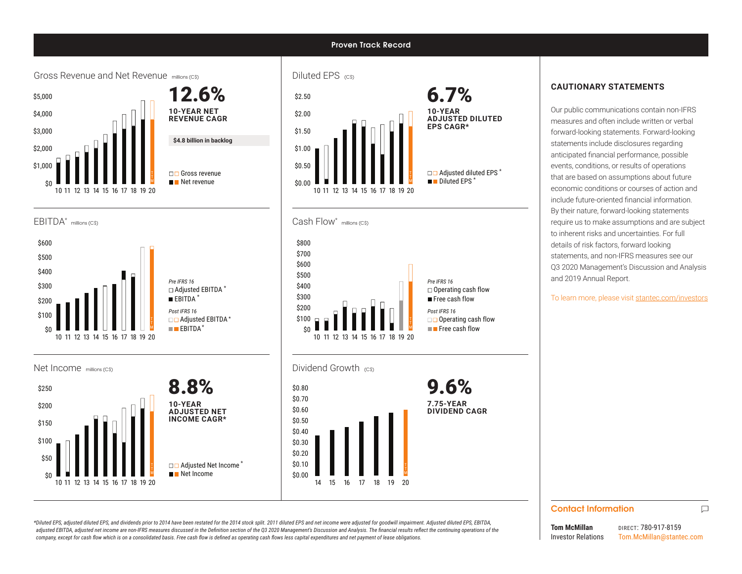## Proven Track Record

### Gross Revenue and Net Revenue millions (C$)

$5,000
$4,000
$3,000
$2,000
$1,000
$0

10 11 12 13 14 15 16 17 18 19 20

TTM

**12.6%**

**10-YEAR NET REVENUE CAGR**

**$4.8 billion in backlog**

Gross revenue
Net revenue

### Diluted EPS (C$)

$2.50
$2.00
$1.50
$1.00
$0.50
$0.00

10 11 12 13 14 15 16 17 18 19 20

TTM

**6.7%**

**10-YEAR ADJUSTED DILUTED EPS CAGR***

Adjusted diluted EPS *
Diluted EPS *

### EBITDA* millions (C$)

$600
$500
$400
$300
$200
$100
$0

10 11 12 13 14 15 16 17 18 19 20

TTM

*Pre IFRS 16*
Adjusted EBITDA *
EBITDA *

*Post IFRS 16*
Adjusted EBITDA *
EBITDA *

### Cash Flow* millions (C$)

$800
$700
$600
$500
$400
$300
$200
$100
$0

10 11 12 13 14 15 16 17 18 19 20

TTM

*Pre IFRS 16*
Operating cash flow
Free cash flow

*Post IFRS 16*
Operating cash flow
Free cash flow

### Net Income millions (C$)

$250
$200
$150
$100
$50
$0

10 11 12 13 14 15 16 17 18 19 20

TTM

**8.8%**

**10-YEAR ADJUSTED NET INCOME CAGR***

Adjusted Net Income *
Net Income

### Dividend Growth (C$)

$0.80
$0.70
$0.60
$0.50
$0.40
$0.30
$0.20
$0.10
$0.00

14 15 16 17 18 19 20

TTM

**9.6%**

**7.75-YEAR DIVIDEND CAGR**

*\*Diluted EPS, adjusted diluted EPS, and dividends prior to 2014 have been restated for the 2014 stock split. 2011 diluted EPS and net income were adjusted for goodwill impairment. Adjusted diluted EPS, EBITDA, adjusted EBITDA, adjusted net income are non-IFRS measures discussed in the Definition section of the Q3 2020 Management's Discussion and Analysis. The financial results reflect the continuing operations of the company, except for cash flow which is on a consolidated basis. Free cash flow is defined as operating cash flows less capital expenditures and net payment of lease obligations.*

### CAUTIONARY STATEMENTS

Our public communications contain non-IFRS measures and often include written or verbal forward-looking statements. Forward-looking statements include disclosures regarding anticipated financial performance, possible events, conditions, or results of operations that are based on assumptions about future economic conditions or courses of action and include future-oriented financial information. By their nature, forward-looking statements require us to make assumptions and are subject to inherent risks and uncertainties. For full details of risk factors, forward looking statements, and non-IFRS measures see our Q3 2020 Management's Discussion and Analysis and 2019 Annual Report.

To learn more, please visit stantec.com/investors

### Contact Information

**Tom McMillan**
Investor Relations

DIRECT: 780-917-8159
Tom.McMillan@stantec.com